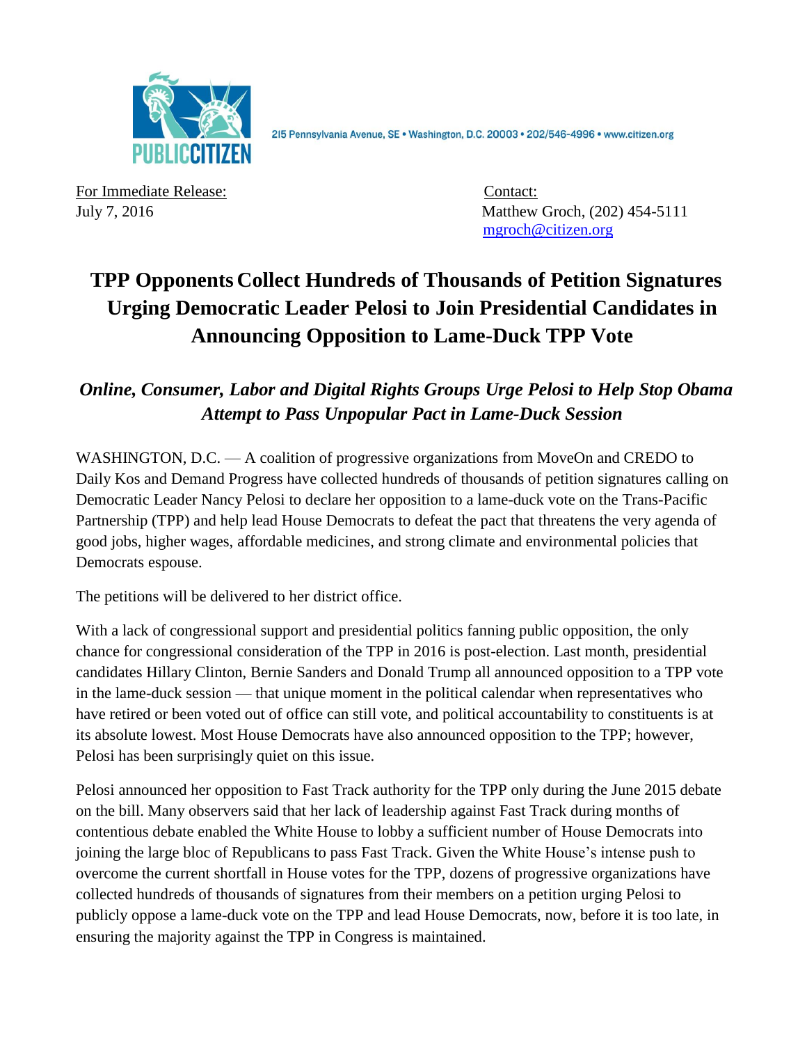215 Pennsylvania Avenue, SE • Washington, D.C. 20003 • 202/546-4996 • www.citizen.org

For Immediate Release:
July 7, 2016

Contact:
Matthew Groch, (202) 454-5111
mgroch@citizen.org

# TPP Opponents Collect Hundreds of Thousands of Petition Signatures Urging Democratic Leader Pelosi to Join Presidential Candidates in Announcing Opposition to Lame-Duck TPP Vote

## *Online, Consumer, Labor and Digital Rights Groups Urge Pelosi to Help Stop Obama Attempt to Pass Unpopular Pact in Lame-Duck Session*

WASHINGTON, D.C. — A coalition of progressive organizations from MoveOn and CREDO to Daily Kos and Demand Progress have collected hundreds of thousands of petition signatures calling on Democratic Leader Nancy Pelosi to declare her opposition to a lame-duck vote on the Trans-Pacific Partnership (TPP) and help lead House Democrats to defeat the pact that threatens the very agenda of good jobs, higher wages, affordable medicines, and strong climate and environmental policies that Democrats espouse.

The petitions will be delivered to her district office.

With a lack of congressional support and presidential politics fanning public opposition, the only chance for congressional consideration of the TPP in 2016 is post-election. Last month, presidential candidates Hillary Clinton, Bernie Sanders and Donald Trump all announced opposition to a TPP vote in the lame-duck session — that unique moment in the political calendar when representatives who have retired or been voted out of office can still vote, and political accountability to constituents is at its absolute lowest. Most House Democrats have also announced opposition to the TPP; however, Pelosi has been surprisingly quiet on this issue.

Pelosi announced her opposition to Fast Track authority for the TPP only during the June 2015 debate on the bill. Many observers said that her lack of leadership against Fast Track during months of contentious debate enabled the White House to lobby a sufficient number of House Democrats into joining the large bloc of Republicans to pass Fast Track. Given the White House's intense push to overcome the current shortfall in House votes for the TPP, dozens of progressive organizations have collected hundreds of thousands of signatures from their members on a petition urging Pelosi to publicly oppose a lame-duck vote on the TPP and lead House Democrats, now, before it is too late, in ensuring the majority against the TPP in Congress is maintained.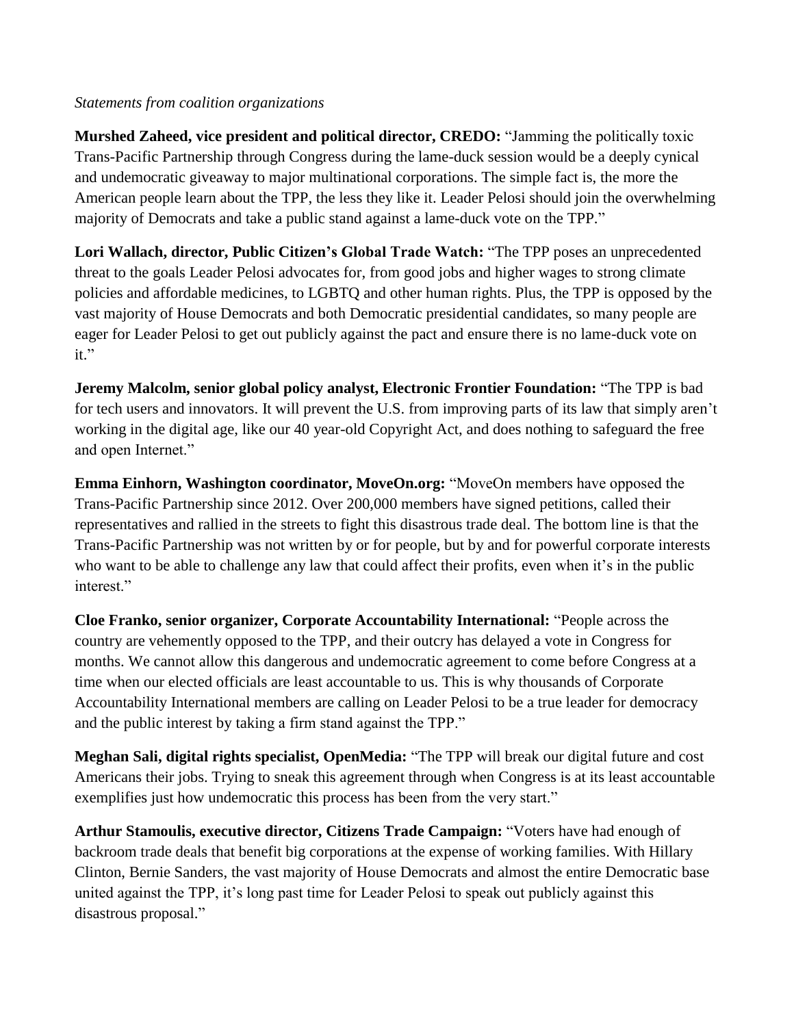*Statements from coalition organizations*

**Murshed Zaheed, vice president and political director, CREDO:** "Jamming the politically toxic Trans-Pacific Partnership through Congress during the lame-duck session would be a deeply cynical and undemocratic giveaway to major multinational corporations. The simple fact is, the more the American people learn about the TPP, the less they like it. Leader Pelosi should join the overwhelming majority of Democrats and take a public stand against a lame-duck vote on the TPP."

**Lori Wallach, director, Public Citizen's Global Trade Watch:** "The TPP poses an unprecedented threat to the goals Leader Pelosi advocates for, from good jobs and higher wages to strong climate policies and affordable medicines, to LGBTQ and other human rights. Plus, the TPP is opposed by the vast majority of House Democrats and both Democratic presidential candidates, so many people are eager for Leader Pelosi to get out publicly against the pact and ensure there is no lame-duck vote on it."

**Jeremy Malcolm, senior global policy analyst, Electronic Frontier Foundation:** "The TPP is bad for tech users and innovators. It will prevent the U.S. from improving parts of its law that simply aren't working in the digital age, like our 40 year-old Copyright Act, and does nothing to safeguard the free and open Internet."

**Emma Einhorn, Washington coordinator, MoveOn.org:** "MoveOn members have opposed the Trans-Pacific Partnership since 2012. Over 200,000 members have signed petitions, called their representatives and rallied in the streets to fight this disastrous trade deal. The bottom line is that the Trans-Pacific Partnership was not written by or for people, but by and for powerful corporate interests who want to be able to challenge any law that could affect their profits, even when it's in the public interest."

**Cloe Franko, senior organizer, Corporate Accountability International:** "People across the country are vehemently opposed to the TPP, and their outcry has delayed a vote in Congress for months. We cannot allow this dangerous and undemocratic agreement to come before Congress at a time when our elected officials are least accountable to us. This is why thousands of Corporate Accountability International members are calling on Leader Pelosi to be a true leader for democracy and the public interest by taking a firm stand against the TPP."

**Meghan Sali, digital rights specialist, OpenMedia:** "The TPP will break our digital future and cost Americans their jobs. Trying to sneak this agreement through when Congress is at its least accountable exemplifies just how undemocratic this process has been from the very start."

**Arthur Stamoulis, executive director, Citizens Trade Campaign:** "Voters have had enough of backroom trade deals that benefit big corporations at the expense of working families. With Hillary Clinton, Bernie Sanders, the vast majority of House Democrats and almost the entire Democratic base united against the TPP, it's long past time for Leader Pelosi to speak out publicly against this disastrous proposal."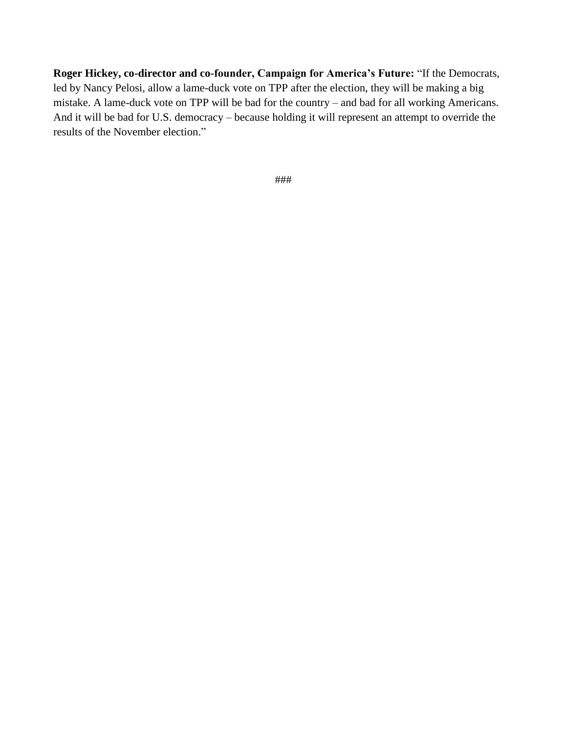**Roger Hickey, co-director and co-founder, Campaign for America's Future:** "If the Democrats, led by Nancy Pelosi, allow a lame-duck vote on TPP after the election, they will be making a big mistake. A lame-duck vote on TPP will be bad for the country – and bad for all working Americans. And it will be bad for U.S. democracy – because holding it will represent an attempt to override the results of the November election."

###